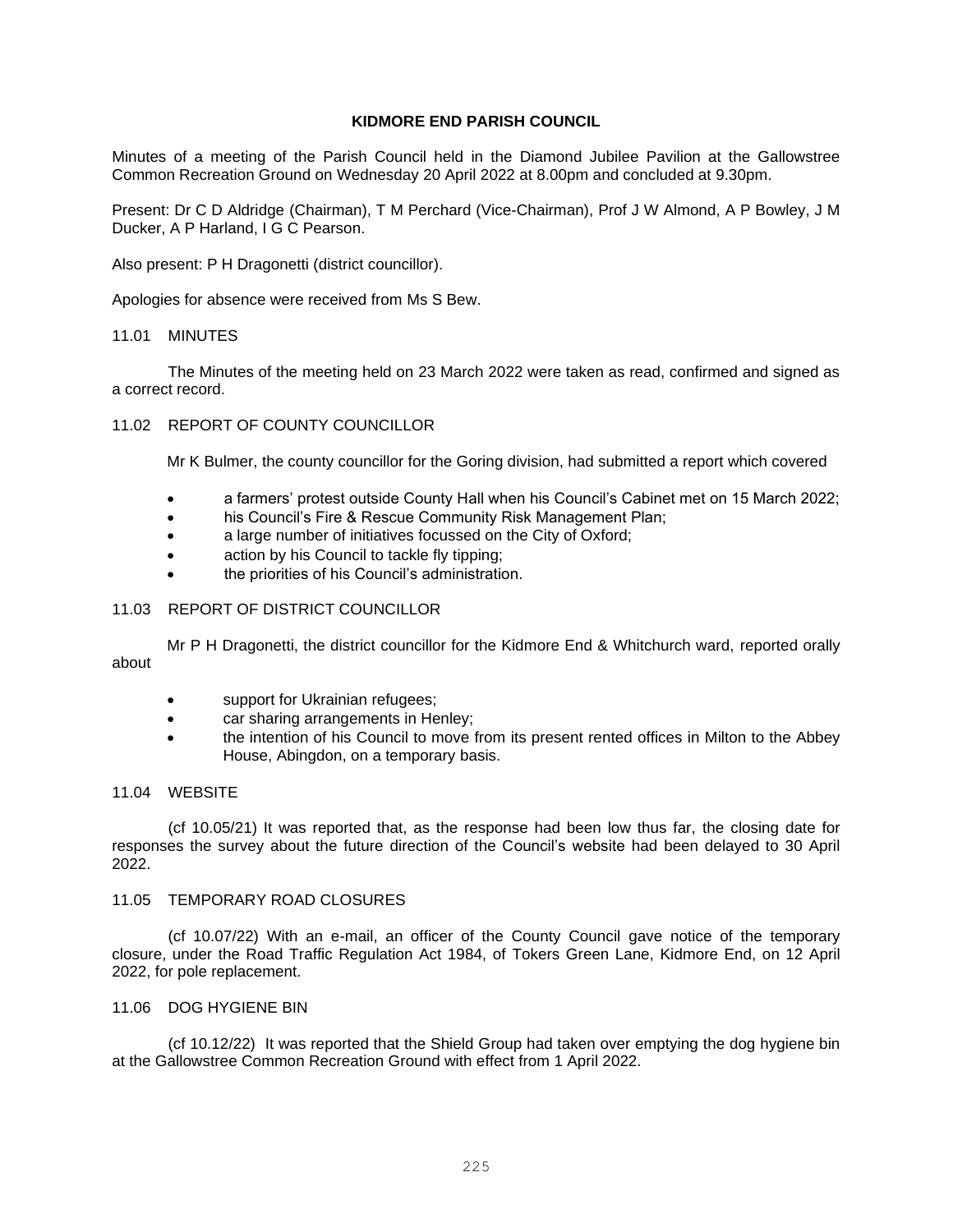# KIDMORE END PARISH COUNCIL

Minutes of a meeting of the Parish Council held in the Diamond Jubilee Pavilion at the Gallowstree Common Recreation Ground on Wednesday 20 April 2022 at 8.00pm and concluded at 9.30pm.

Present: Dr C D Aldridge (Chairman), T M Perchard (Vice-Chairman), Prof J W Almond, A P Bowley, J M Ducker, A P Harland, I G C Pearson.

Also present: P H Dragonetti (district councillor).

Apologies for absence were received from Ms S Bew.

## 11.01 MINUTES

The Minutes of the meeting held on 23 March 2022 were taken as read, confirmed and signed as a correct record.

## 11.02 REPORT OF COUNTY COUNCILLOR

Mr K Bulmer, the county councillor for the Goring division, had submitted a report which covered

- a farmers' protest outside County Hall when his Council's Cabinet met on 15 March 2022;
- his Council's Fire & Rescue Community Risk Management Plan;
- a large number of initiatives focussed on the City of Oxford;
- action by his Council to tackle fly tipping;
- the priorities of his Council's administration.

## 11.03 REPORT OF DISTRICT COUNCILLOR

Mr P H Dragonetti, the district councillor for the Kidmore End & Whitchurch ward, reported orally about

- support for Ukrainian refugees;
- car sharing arrangements in Henley;
- the intention of his Council to move from its present rented offices in Milton to the Abbey House, Abingdon, on a temporary basis.

## 11.04 WEBSITE

(cf 10.05/21) It was reported that, as the response had been low thus far, the closing date for responses the survey about the future direction of the Council's website had been delayed to 30 April 2022.

## 11.05 TEMPORARY ROAD CLOSURES

(cf 10.07/22) With an e-mail, an officer of the County Council gave notice of the temporary closure, under the Road Traffic Regulation Act 1984, of Tokers Green Lane, Kidmore End, on 12 April 2022, for pole replacement.

## 11.06 DOG HYGIENE BIN

(cf 10.12/22) It was reported that the Shield Group had taken over emptying the dog hygiene bin at the Gallowstree Common Recreation Ground with effect from 1 April 2022.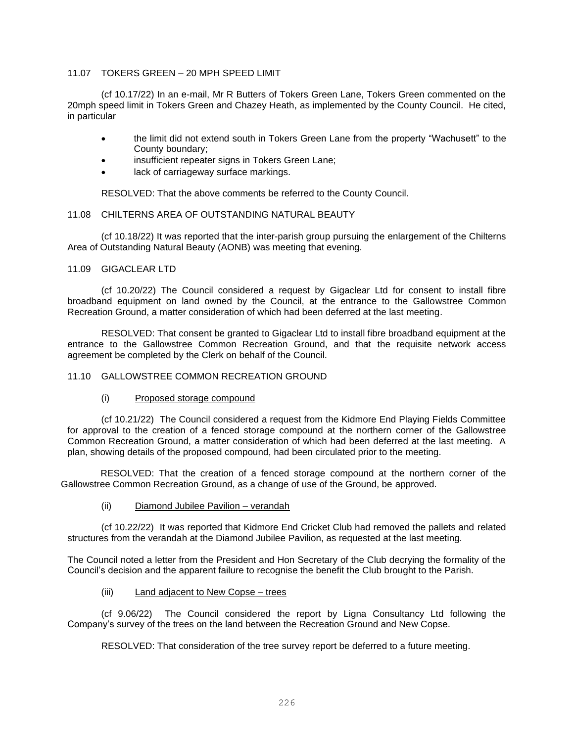## 11.07 TOKERS GREEN – 20 MPH SPEED LIMIT

(cf 10.17/22) In an e-mail, Mr R Butters of Tokers Green Lane, Tokers Green commented on the 20mph speed limit in Tokers Green and Chazey Heath, as implemented by the County Council. He cited, in particular

- the limit did not extend south in Tokers Green Lane from the property "Wachusett" to the County boundary;
- insufficient repeater signs in Tokers Green Lane;
- lack of carriageway surface markings.

RESOLVED: That the above comments be referred to the County Council.

## 11.08 CHILTERNS AREA OF OUTSTANDING NATURAL BEAUTY

(cf 10.18/22) It was reported that the inter-parish group pursuing the enlargement of the Chilterns Area of Outstanding Natural Beauty (AONB) was meeting that evening.

## 11.09 GIGACLEAR LTD

(cf 10.20/22) The Council considered a request by Gigaclear Ltd for consent to install fibre broadband equipment on land owned by the Council, at the entrance to the Gallowstree Common Recreation Ground, a matter consideration of which had been deferred at the last meeting.

RESOLVED: That consent be granted to Gigaclear Ltd to install fibre broadband equipment at the entrance to the Gallowstree Common Recreation Ground, and that the requisite network access agreement be completed by the Clerk on behalf of the Council.

## 11.10 GALLOWSTREE COMMON RECREATION GROUND

### (i) Proposed storage compound

(cf 10.21/22) The Council considered a request from the Kidmore End Playing Fields Committee for approval to the creation of a fenced storage compound at the northern corner of the Gallowstree Common Recreation Ground, a matter consideration of which had been deferred at the last meeting. A plan, showing details of the proposed compound, had been circulated prior to the meeting.

RESOLVED: That the creation of a fenced storage compound at the northern corner of the Gallowstree Common Recreation Ground, as a change of use of the Ground, be approved.

### (ii) Diamond Jubilee Pavilion – verandah

(cf 10.22/22) It was reported that Kidmore End Cricket Club had removed the pallets and related structures from the verandah at the Diamond Jubilee Pavilion, as requested at the last meeting.

The Council noted a letter from the President and Hon Secretary of the Club decrying the formality of the Council's decision and the apparent failure to recognise the benefit the Club brought to the Parish.

### (iii) Land adjacent to New Copse – trees

(cf 9.06/22) The Council considered the report by Ligna Consultancy Ltd following the Company's survey of the trees on the land between the Recreation Ground and New Copse.

RESOLVED: That consideration of the tree survey report be deferred to a future meeting.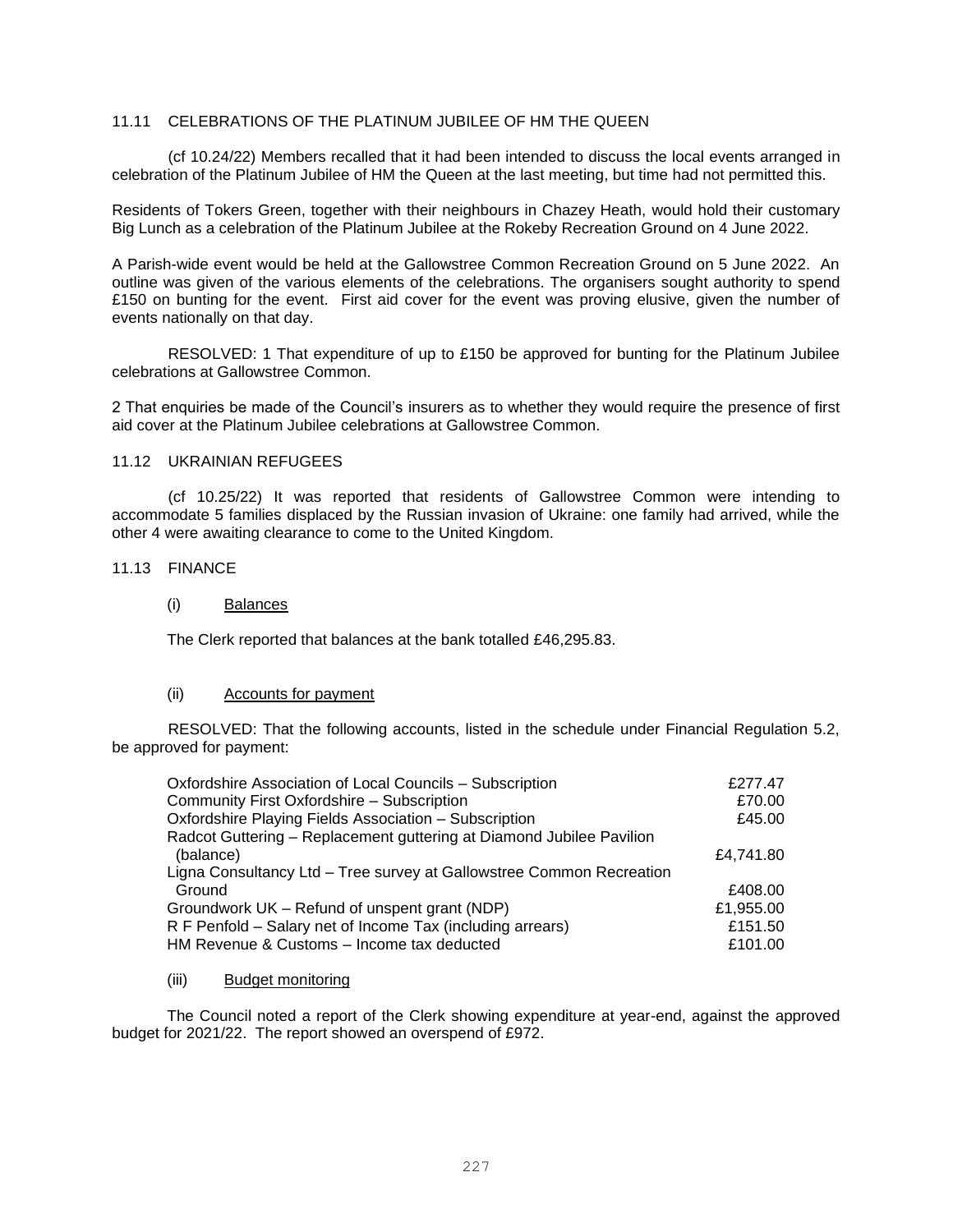### 11.11 CELEBRATIONS OF THE PLATINUM JUBILEE OF HM THE QUEEN

(cf 10.24/22) Members recalled that it had been intended to discuss the local events arranged in celebration of the Platinum Jubilee of HM the Queen at the last meeting, but time had not permitted this.

Residents of Tokers Green, together with their neighbours in Chazey Heath, would hold their customary Big Lunch as a celebration of the Platinum Jubilee at the Rokeby Recreation Ground on 4 June 2022.

A Parish-wide event would be held at the Gallowstree Common Recreation Ground on 5 June 2022. An outline was given of the various elements of the celebrations. The organisers sought authority to spend £150 on bunting for the event. First aid cover for the event was proving elusive, given the number of events nationally on that day.

RESOLVED: 1 That expenditure of up to £150 be approved for bunting for the Platinum Jubilee celebrations at Gallowstree Common.

2 That enquiries be made of the Council's insurers as to whether they would require the presence of first aid cover at the Platinum Jubilee celebrations at Gallowstree Common.

### 11.12 UKRAINIAN REFUGEES

(cf 10.25/22) It was reported that residents of Gallowstree Common were intending to accommodate 5 families displaced by the Russian invasion of Ukraine: one family had arrived, while the other 4 were awaiting clearance to come to the United Kingdom.

### 11.13 FINANCE

(i) Balances

The Clerk reported that balances at the bank totalled £46,295.83.

(ii) Accounts for payment

RESOLVED: That the following accounts, listed in the schedule under Financial Regulation 5.2, be approved for payment:

| | |
|---|---|
| Oxfordshire Association of Local Councils – Subscription | £277.47 |
| Community First Oxfordshire – Subscription | £70.00 |
| Oxfordshire Playing Fields Association – Subscription | £45.00 |
| Radcot Guttering – Replacement guttering at Diamond Jubilee Pavilion (balance) | £4,741.80 |
| Ligna Consultancy Ltd – Tree survey at Gallowstree Common Recreation Ground | £408.00 |
| Groundwork UK – Refund of unspent grant (NDP) | £1,955.00 |
| R F Penfold – Salary net of Income Tax (including arrears) | £151.50 |
| HM Revenue & Customs – Income tax deducted | £101.00 |

(iii) Budget monitoring

The Council noted a report of the Clerk showing expenditure at year-end, against the approved budget for 2021/22. The report showed an overspend of £972.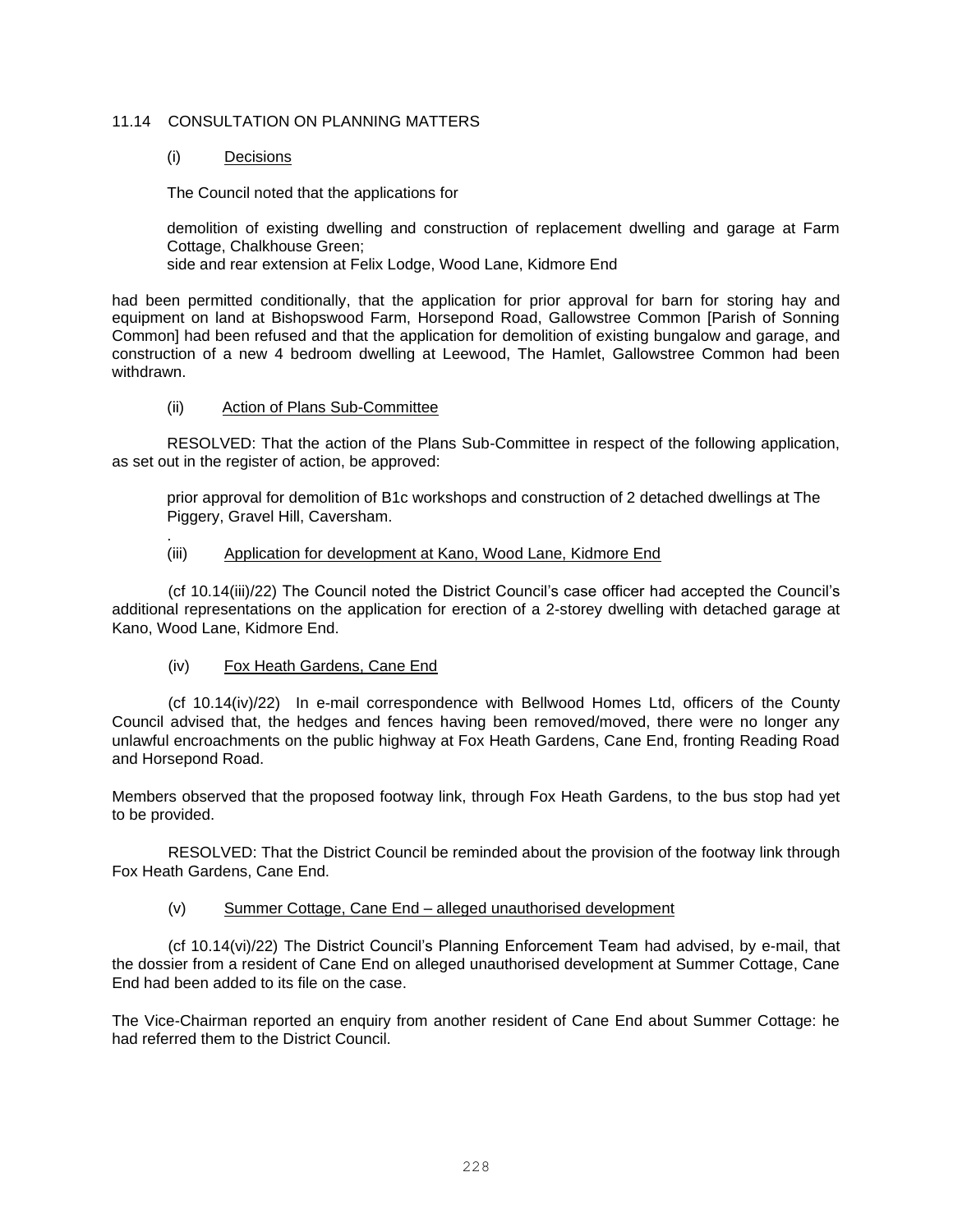## 11.14 CONSULTATION ON PLANNING MATTERS

### (i) Decisions

The Council noted that the applications for

demolition of existing dwelling and construction of replacement dwelling and garage at Farm Cottage, Chalkhouse Green;
side and rear extension at Felix Lodge, Wood Lane, Kidmore End

had been permitted conditionally, that the application for prior approval for barn for storing hay and equipment on land at Bishopswood Farm, Horsepond Road, Gallowstree Common [Parish of Sonning Common] had been refused and that the application for demolition of existing bungalow and garage, and construction of a new 4 bedroom dwelling at Leewood, The Hamlet, Gallowstree Common had been withdrawn.

### (ii) Action of Plans Sub-Committee

RESOLVED: That the action of the Plans Sub-Committee in respect of the following application, as set out in the register of action, be approved:

prior approval for demolition of B1c workshops and construction of 2 detached dwellings at The Piggery, Gravel Hill, Caversham.

.

### (iii) Application for development at Kano, Wood Lane, Kidmore End

(cf 10.14(iii)/22) The Council noted the District Council's case officer had accepted the Council's additional representations on the application for erection of a 2-storey dwelling with detached garage at Kano, Wood Lane, Kidmore End.

### (iv) Fox Heath Gardens, Cane End

(cf 10.14(iv)/22) In e-mail correspondence with Bellwood Homes Ltd, officers of the County Council advised that, the hedges and fences having been removed/moved, there were no longer any unlawful encroachments on the public highway at Fox Heath Gardens, Cane End, fronting Reading Road and Horsepond Road.

Members observed that the proposed footway link, through Fox Heath Gardens, to the bus stop had yet to be provided.

RESOLVED: That the District Council be reminded about the provision of the footway link through Fox Heath Gardens, Cane End.

### (v) Summer Cottage, Cane End – alleged unauthorised development

(cf 10.14(vi)/22) The District Council's Planning Enforcement Team had advised, by e-mail, that the dossier from a resident of Cane End on alleged unauthorised development at Summer Cottage, Cane End had been added to its file on the case.

The Vice-Chairman reported an enquiry from another resident of Cane End about Summer Cottage: he had referred them to the District Council.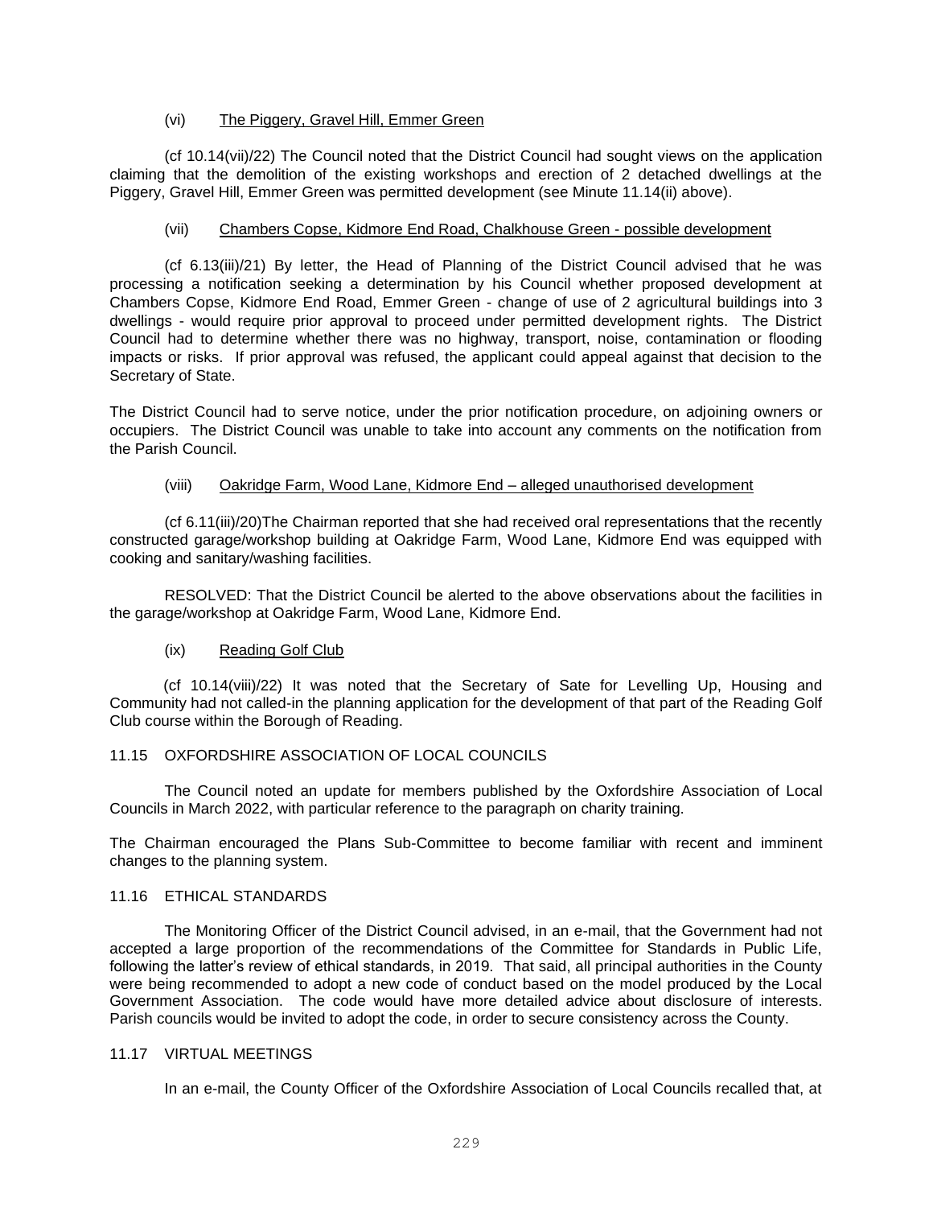(vi) <u>The Piggery, Gravel Hill, Emmer Green</u>

(cf 10.14(vii)/22) The Council noted that the District Council had sought views on the application claiming that the demolition of the existing workshops and erection of 2 detached dwellings at the Piggery, Gravel Hill, Emmer Green was permitted development (see Minute 11.14(ii) above).

(vii) <u>Chambers Copse, Kidmore End Road, Chalkhouse Green - possible development</u>

(cf 6.13(iii)/21) By letter, the Head of Planning of the District Council advised that he was processing a notification seeking a determination by his Council whether proposed development at Chambers Copse, Kidmore End Road, Emmer Green - change of use of 2 agricultural buildings into 3 dwellings - would require prior approval to proceed under permitted development rights. The District Council had to determine whether there was no highway, transport, noise, contamination or flooding impacts or risks. If prior approval was refused, the applicant could appeal against that decision to the Secretary of State.

The District Council had to serve notice, under the prior notification procedure, on adjoining owners or occupiers. The District Council was unable to take into account any comments on the notification from the Parish Council.

(viii) <u>Oakridge Farm, Wood Lane, Kidmore End – alleged unauthorised development</u>

(cf 6.11(iii)/20)The Chairman reported that she had received oral representations that the recently constructed garage/workshop building at Oakridge Farm, Wood Lane, Kidmore End was equipped with cooking and sanitary/washing facilities.

RESOLVED: That the District Council be alerted to the above observations about the facilities in the garage/workshop at Oakridge Farm, Wood Lane, Kidmore End.

(ix) <u>Reading Golf Club</u>

(cf 10.14(viii)/22) It was noted that the Secretary of Sate for Levelling Up, Housing and Community had not called-in the planning application for the development of that part of the Reading Golf Club course within the Borough of Reading.

11.15 OXFORDSHIRE ASSOCIATION OF LOCAL COUNCILS

The Council noted an update for members published by the Oxfordshire Association of Local Councils in March 2022, with particular reference to the paragraph on charity training.

The Chairman encouraged the Plans Sub-Committee to become familiar with recent and imminent changes to the planning system.

11.16 ETHICAL STANDARDS

The Monitoring Officer of the District Council advised, in an e-mail, that the Government had not accepted a large proportion of the recommendations of the Committee for Standards in Public Life, following the latter's review of ethical standards, in 2019. That said, all principal authorities in the County were being recommended to adopt a new code of conduct based on the model produced by the Local Government Association. The code would have more detailed advice about disclosure of interests. Parish councils would be invited to adopt the code, in order to secure consistency across the County.

11.17 VIRTUAL MEETINGS

In an e-mail, the County Officer of the Oxfordshire Association of Local Councils recalled that, at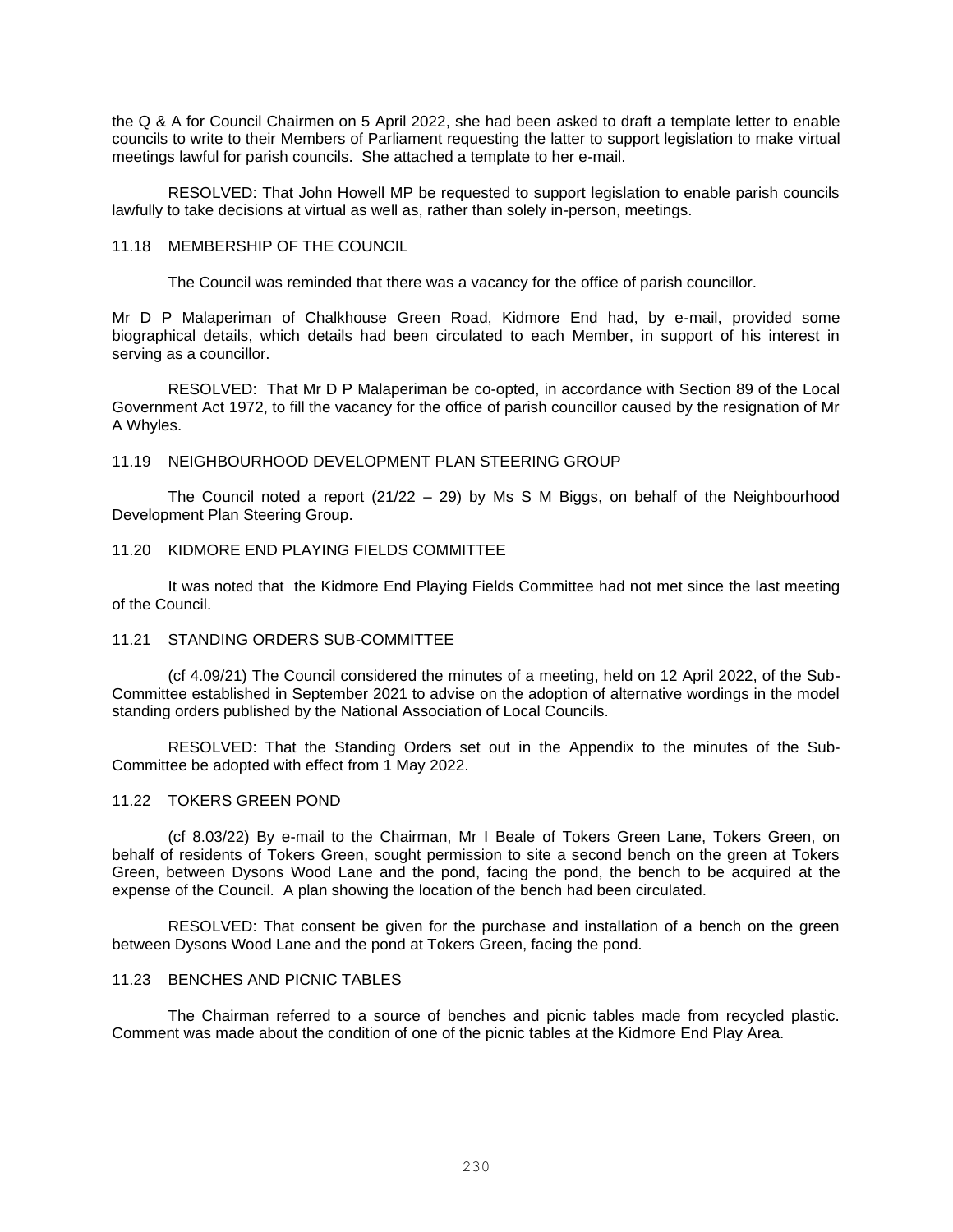the Q & A for Council Chairmen on 5 April 2022, she had been asked to draft a template letter to enable councils to write to their Members of Parliament requesting the latter to support legislation to make virtual meetings lawful for parish councils. She attached a template to her e-mail.

RESOLVED: That John Howell MP be requested to support legislation to enable parish councils lawfully to take decisions at virtual as well as, rather than solely in-person, meetings.

11.18 MEMBERSHIP OF THE COUNCIL

The Council was reminded that there was a vacancy for the office of parish councillor.

Mr D P Malaperiman of Chalkhouse Green Road, Kidmore End had, by e-mail, provided some biographical details, which details had been circulated to each Member, in support of his interest in serving as a councillor.

RESOLVED: That Mr D P Malaperiman be co-opted, in accordance with Section 89 of the Local Government Act 1972, to fill the vacancy for the office of parish councillor caused by the resignation of Mr A Whyles.

11.19 NEIGHBOURHOOD DEVELOPMENT PLAN STEERING GROUP

The Council noted a report (21/22 – 29) by Ms S M Biggs, on behalf of the Neighbourhood Development Plan Steering Group.

11.20 KIDMORE END PLAYING FIELDS COMMITTEE

It was noted that the Kidmore End Playing Fields Committee had not met since the last meeting of the Council.

11.21 STANDING ORDERS SUB-COMMITTEE

(cf 4.09/21) The Council considered the minutes of a meeting, held on 12 April 2022, of the Sub-Committee established in September 2021 to advise on the adoption of alternative wordings in the model standing orders published by the National Association of Local Councils.

RESOLVED: That the Standing Orders set out in the Appendix to the minutes of the Sub-Committee be adopted with effect from 1 May 2022.

11.22 TOKERS GREEN POND

(cf 8.03/22) By e-mail to the Chairman, Mr I Beale of Tokers Green Lane, Tokers Green, on behalf of residents of Tokers Green, sought permission to site a second bench on the green at Tokers Green, between Dysons Wood Lane and the pond, facing the pond, the bench to be acquired at the expense of the Council. A plan showing the location of the bench had been circulated.

RESOLVED: That consent be given for the purchase and installation of a bench on the green between Dysons Wood Lane and the pond at Tokers Green, facing the pond.

11.23 BENCHES AND PICNIC TABLES

The Chairman referred to a source of benches and picnic tables made from recycled plastic. Comment was made about the condition of one of the picnic tables at the Kidmore End Play Area.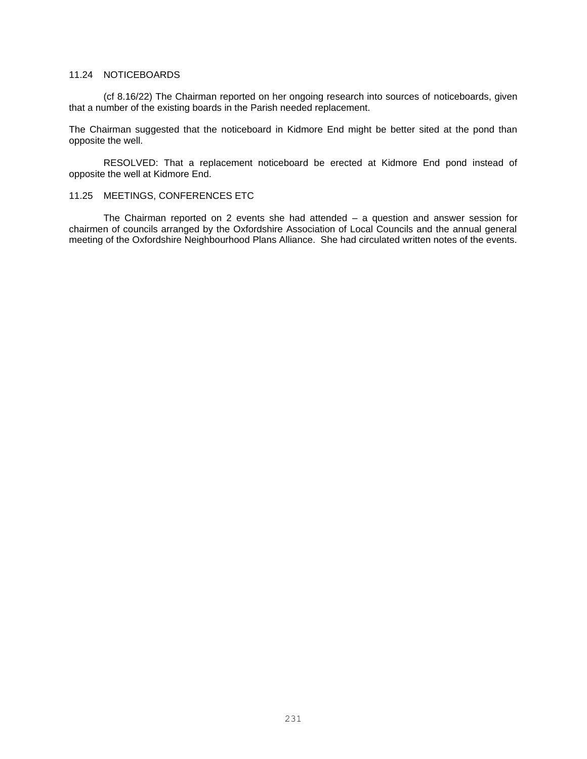## 11.24 NOTICEBOARDS

(cf 8.16/22) The Chairman reported on her ongoing research into sources of noticeboards, given that a number of the existing boards in the Parish needed replacement.

The Chairman suggested that the noticeboard in Kidmore End might be better sited at the pond than opposite the well.

RESOLVED: That a replacement noticeboard be erected at Kidmore End pond instead of opposite the well at Kidmore End.

## 11.25 MEETINGS, CONFERENCES ETC

The Chairman reported on 2 events she had attended – a question and answer session for chairmen of councils arranged by the Oxfordshire Association of Local Councils and the annual general meeting of the Oxfordshire Neighbourhood Plans Alliance. She had circulated written notes of the events.